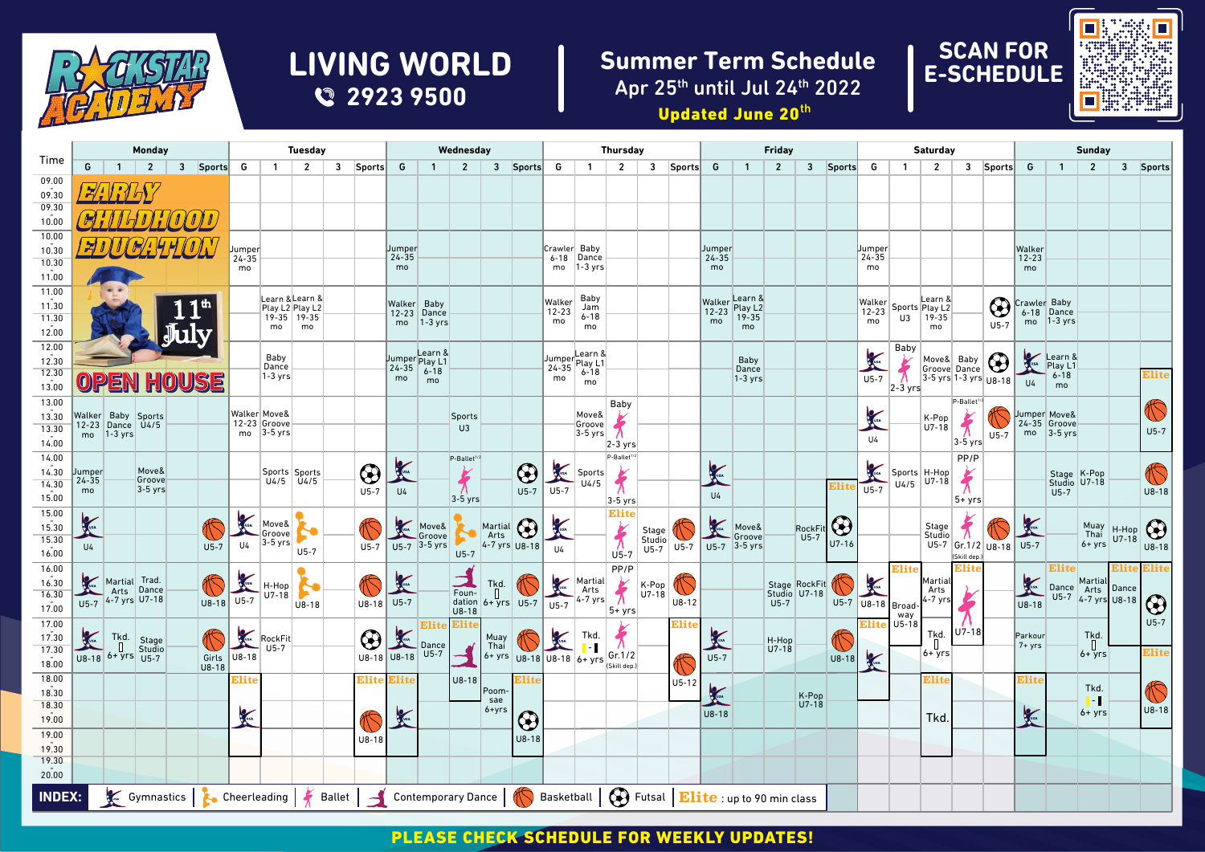# ROCKSTAR ACADEMY

## LIVING WORLD

☏ 2923 9500

## Summer Term Schedule

Apr 25th until Jul 24th 2022

**Updated June 20th**

**SCAN FOR E-SCHEDULE**

### Monday

| Time | G | 1 | 2 | 3 | Sports |
|---|---|---|---|---|---|
| 09.00-09.30 | EARLY CHILDHOOD EDUCATION – 11th July OPEN HOUSE | | | | |
| 09.30-10.00 | | | | | |
| 10.00-11.00 | | | | | |
| 11.00-12.00 | | | | | |
| 12.00-13.00 | | | | | |
| 13.00-14.00 | Walker 12-23 mo | Baby Dance 1-3 yrs | Sports U4/5 | | |
| 14.00-15.00 | Jumper 24-35 mo | | Move& Groove 3-5 yrs | | |
| 15.00-16.00 | Gymnastics U4 | | | | Basketball U5-7 |
| 16.00-17.00 | Gymnastics U5-7 | Martial Arts 4-7 yrs | Trad. Dance U7-18 | | Basketball U8-18 |
| 17.00-18.00 | Gymnastics U8-18 | Tkd. 6+ yrs | Stage Studio U5-7 | | Basketball Girls U8-18 |
| 18.00-19.00 | | | | | |
| 19.00-20.00 | | | | | |

### Tuesday

| Time | G | 1 | 2 | 3 | Sports |
|---|---|---|---|---|---|
| 09.00-10.00 | | | | | |
| 10.00-11.00 | Jumper 24-35 mo | | | | |
| 11.00-12.00 | | Learn & Play L2 19-35 mo | Learn & Play L2 19-35 mo | | |
| 12.00-13.00 | | Baby Dance 1-3 yrs | | | |
| 13.00-14.00 | Walker 12-23 mo | Move& Groove 3-5 yrs | | | |
| 14.00-15.00 | | Sports U4/5 | Sports U4/5 | | Futsal U5-7 |
| 15.00-16.00 | Gymnastics U4 | Move& Groove 3-5 yrs | Cheerleading U5-7 | | Basketball U5-7 |
| 16.00-17.00 | Gymnastics U5-7 | H-Hop U7-18 | Cheerleading U8-18 | | Basketball U8-18 |
| 17.00-18.00 | Gymnastics U8-18 | RockFit U5-7 | | | Futsal U8-18 |
| 18.00-19.00 | Elite Gymnastics | | | | Elite Basketball U8-18 |
| 19.00-20.00 | | | | | |

### Wednesday

| Time | G | 1 | 2 | 3 | Sports |
|---|---|---|---|---|---|
| 09.00-10.00 | | | | | |
| 10.00-11.00 | Jumper 24-35 mo | | | | |
| 11.00-12.00 | Walker 12-23 mo | Baby Dance 1-3 yrs | | | |
| 12.00-13.00 | Jumper 24-35 mo | Learn & Play L1 6-18 mo | | | |
| 13.00-14.00 | | | Sports U3 | | |
| 14.00-15.00 | Gymnastics U4 | | P-Ballet 1/2 Ballet 3-5 yrs | | Futsal U5-7 |
| 15.00-16.00 | Gymnastics U5-7 | Move& Groove 3-5 yrs | Cheerleading U5-7 | Martial Arts 4-7 yrs | Futsal U8-18 |
| 16.00-17.00 | Gymnastics U5-7 | | Contemporary Dance Foundation U8-18 | Tkd. 6+ yrs | Basketball U5-7 |
| 17.00-18.00 | Gymnastics U8-18 | Elite Dance U5-7 | Elite Contemporary Dance U8-18 | Muay Thai 6+ yrs | Basketball U8-18 |
| 18.00-19.00 | Elite Gymnastics | | | Poomsae 6+yrs | Elite Futsal U8-18 |
| 19.00-20.00 | | | | | |

### Thursday

| Time | G | 1 | 2 | 3 | Sports |
|---|---|---|---|---|---|
| 09.00-10.00 | | | | | |
| 10.00-11.00 | Crawler 6-18 mo | Baby Dance 1-3 yrs | | | |
| 11.00-12.00 | Walker 12-23 mo | Baby Jam 6-18 mo | | | |
| 12.00-13.00 | Jumper 24-35 mo | Learn & Play L1 6-18 mo | | | |
| 13.00-14.00 | | Move& Groove 3-5 yrs | Baby Ballet 2-3 yrs | | |
| 14.00-15.00 | Gymnastics U5-7 | Sports U4/5 | P-Ballet 1/2 Ballet 3-5 yrs | | |
| 15.00-16.00 | Gymnastics U4 | | Elite Ballet U5-7 | Stage Studio U5-7 | Basketball U5-7 |
| 16.00-17.00 | Gymnastics U5-7 | Martial Arts 4-7 yrs | PP/P Ballet 5+ yrs | K-Pop U7-18 | Basketball U8-12 |
| 17.00-18.00 | Gymnastics U8-18 | Tkd. 6+ yrs | Ballet Gr.1/2 (Skill dep.) | | Elite Basketball U5-12 |
| 18.00-19.00 | | | | | |
| 19.00-20.00 | | | | | |

### Friday

| Time | G | 1 | 2 | 3 | Sports |
|---|---|---|---|---|---|
| 09.00-10.00 | | | | | |
| 10.00-11.00 | Jumper 24-35 mo | | | | |
| 11.00-12.00 | Walker 12-23 mo | Learn & Play L2 19-35 mo | | | |
| 12.00-13.00 | | Baby Dance 1-3 yrs | | | |
| 13.00-14.00 | | | | | |
| 14.00-15.00 | Gymnastics U4 | | | | Elite |
| 15.00-16.00 | Gymnastics U5-7 | Move& Groove 3-5 yrs | | RockFit U5-7 | Futsal U7-16 |
| 16.00-17.00 | | | Stage Studio U5-7 | RockFit U7-18 | Basketball U5-7 |
| 17.00-18.00 | Gymnastics U5-7 | | H-Hop U7-18 | | Basketball U8-18 |
| 18.00-19.00 | Gymnastics U8-18 | | | K-Pop U7-18 | |
| 19.00-20.00 | | | | | |

### Saturday

| Time | G | 1 | 2 | 3 | Sports |
|---|---|---|---|---|---|
| 09.00-10.00 | | | | | |
| 10.00-11.00 | Jumper 24-35 mo | | | | |
| 11.00-12.00 | Walker 12-23 mo | Sports U3 | Learn & Play L2 19-35 mo | | Futsal U5-7 |
| 12.00-13.00 | Gymnastics U5-7 | Baby Ballet 2-3 yrs | Move& Groove 3-5 yrs | Baby Dance 1-3 yrs | Futsal U8-18 |
| 13.00-14.00 | Gymnastics U4 | | K-Pop U7-18 | P-Ballet 1/2 Ballet 3-5 yrs | Basketball U5-7 |
| 14.00-15.00 | Gymnastics U5-7 | Sports U4/5 | H-Hop U7-18 | PP/P Ballet 5+ yrs | |
| 15.00-16.00 | | | Stage Studio U5-7 | Ballet Gr.1/2 (Skill dep.) | Basketball U8-18 |
| 16.00-17.00 | Gymnastics U8-18 | Elite Broadway U5-18 | Martial Arts 4-7 yrs | Elite Ballet U7-18 | |
| 17.00-18.00 | Elite Gymnastics | | Tkd. 6+ yrs | | |
| 18.00-19.00 | | | Elite Tkd. | | |
| 19.00-20.00 | | | | | |

### Sunday

| Time | G | 1 | 2 | 3 | Sports |
|---|---|---|---|---|---|
| 09.00-10.00 | | | | | |
| 10.00-11.00 | Walker 12-23 mo | | | | |
| 11.00-12.00 | Crawler 6-18 mo | Baby Dance 1-3 yrs | | | |
| 12.00-13.00 | Gymnastics U4 | Learn & Play L1 6-18 mo | | | Elite |
| 13.00-14.00 | Jumper 24-35 mo | Move& Groove 3-5 yrs | | | Basketball U5-7 |
| 14.00-15.00 | | Stage Studio U5-7 | K-Pop U7-18 | | Basketball U8-18 |
| 15.00-16.00 | Gymnastics U5-7 | | Muay Thai 6+ yrs | H-Hop U7-18 | Futsal U8-18 |
| 16.00-17.00 | Gymnastics U8-18 | Elite Dance U5-7 | Martial Arts 4-7 yrs | Elite Dance U8-18 | Elite Futsal U5-7 |
| 17.00-18.00 | Parkour 7+ yrs | | Tkd. 6+ yrs | | Elite |
| 18.00-19.00 | Elite Gymnastics | | Tkd. 6+ yrs | | Basketball U8-18 |
| 19.00-20.00 | | | | | |

**INDEX:** Gymnastics | Cheerleading | Ballet | Contemporary Dance | Basketball | Futsal | **Elite** : up to 90 min class

**PLEASE CHECK SCHEDULE FOR WEEKLY UPDATES!**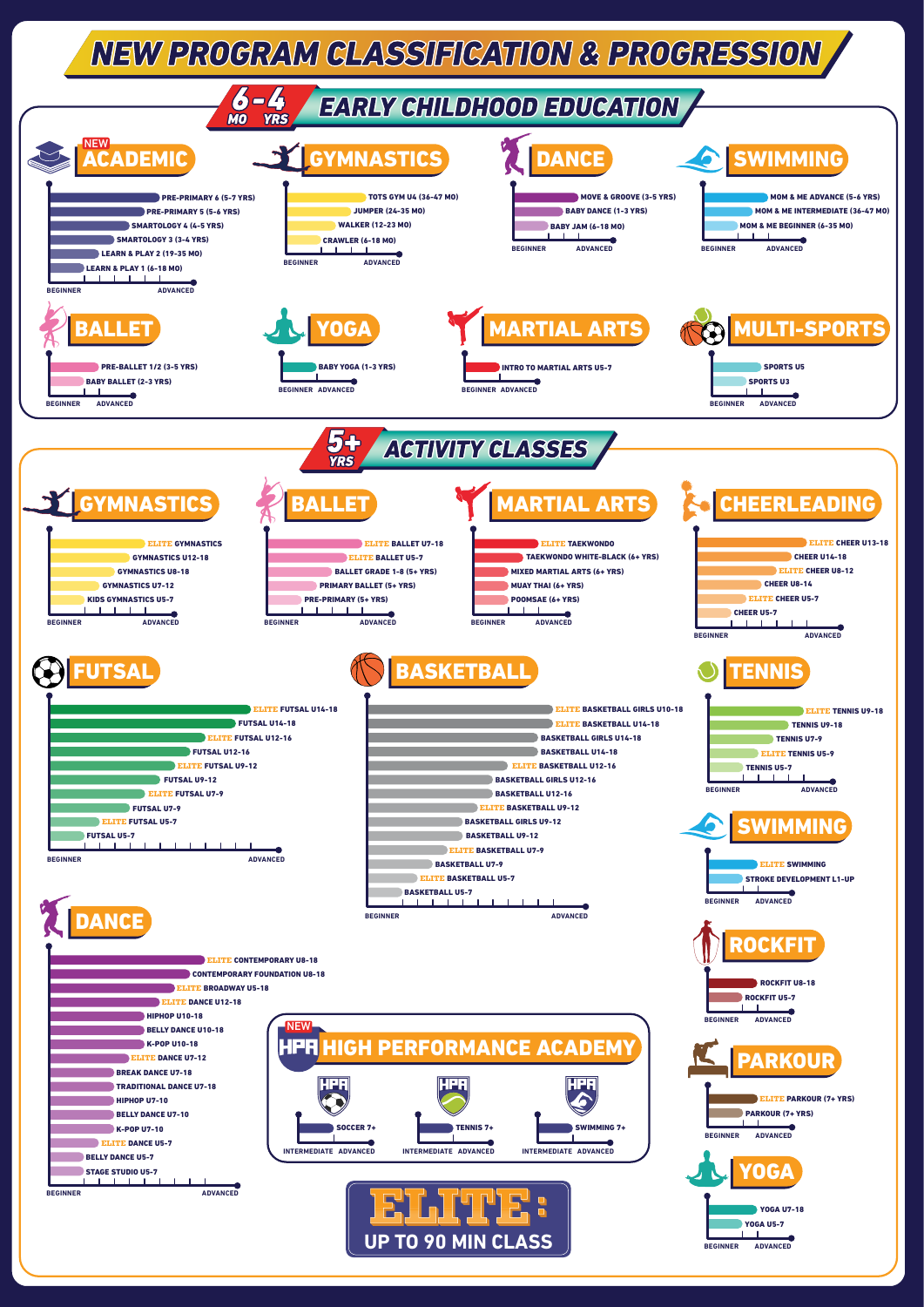# NEW PROGRAM CLASSIFICATION & PROGRESSION

## 6 MO - 4 YRS EARLY CHILDHOOD EDUCATION

### NEW ACADEMIC

PRE-PRIMARY 6 (5-7 YRS)
PRE-PRIMARY 5 (5-6 YRS)
SMARTOLOGY 4 (4-5 YRS)
SMARTOLOGY 3 (3-4 YRS)
LEARN & PLAY 2 (19-35 MO)
LEARN & PLAY 1 (6-18 MO)
BEGINNER ADVANCED

### GYMNASTICS

TOTS GYM U4 (36-47 MO)
JUMPER (24-35 MO)
WALKER (12-23 MO)
CRAWLER (6-18 MO)
BEGINNER ADVANCED

### DANCE

MOVE & GROOVE (3-5 YRS)
BABY DANCE (1-3 YRS)
BABY JAM (6-18 MO)
BEGINNER ADVANCED

### SWIMMING

MOM & ME ADVANCE (5-6 YRS)
MOM & ME INTERMEDIATE (36-47 MO)
MOM & ME BEGINNER (6-35 MO)
BEGINNER ADVANCED

### BALLET

PRE-BALLET 1/2 (3-5 YRS)
BABY BALLET (2-3 YRS)
BEGINNER ADVANCED

### YOGA

BABY YOGA (1-3 YRS)
BEGINNER ADVANCED

### MARTIAL ARTS

INTRO TO MARTIAL ARTS U5-7
BEGINNER ADVANCED

### MULTI-SPORTS

SPORTS U5
SPORTS U3
BEGINNER ADVANCED

## 5+ YRS ACTIVITY CLASSES

### GYMNASTICS

ELITE GYMNASTICS
GYMNASTICS U12-18
GYMNASTICS U8-18
GYMNASTICS U7-12
KIDS GYMNASTICS U5-7
BEGINNER ADVANCED

### BALLET

ELITE BALLET U7-18
ELITE BALLET U5-7
BALLET GRADE 1-8 (5+ YRS)
PRIMARY BALLET (5+ YRS)
PRE-PRIMARY (5+ YRS)
BEGINNER ADVANCED

### MARTIAL ARTS

ELITE TAEKWONDO
TAEKWONDO WHITE-BLACK (6+ YRS)
MIXED MARTIAL ARTS (6+ YRS)
MUAY THAI (6+ YRS)
POOMSAE (6+ YRS)
BEGINNER ADVANCED

### CHEERLEADING

ELITE CHEER U13-18
CHEER U14-18
ELITE CHEER U8-12
CHEER U8-14
ELITE CHEER U5-7
CHEER U5-7
BEGINNER ADVANCED

### FUTSAL

ELITE FUTSAL U14-18
FUTSAL U14-18
ELITE FUTSAL U12-16
FUTSAL U12-16
ELITE FUTSAL U9-12
FUTSAL U9-12
ELITE FUTSAL U7-9
FUTSAL U7-9
ELITE FUTSAL U5-7
FUTSAL U5-7
BEGINNER ADVANCED

### BASKETBALL

ELITE BASKETBALL GIRLS U10-18
ELITE BASKETBALL U14-18
BASKETBALL GIRLS U14-18
BASKETBALL U14-18
ELITE BASKETBALL U12-16
BASKETBALL GIRLS U12-16
BASKETBALL U12-16
ELITE BASKETBALL U9-12
BASKETBALL GIRLS U9-12
BASKETBALL U9-12
ELITE BASKETBALL U7-9
BASKETBALL U7-9
ELITE BASKETBALL U5-7
BASKETBALL U5-7
BEGINNER ADVANCED

### TENNIS

ELITE TENNIS U9-18
TENNIS U9-18
TENNIS U7-9
ELITE TENNIS U5-9
TENNIS U5-7
BEGINNER ADVANCED

### SWIMMING

ELITE SWIMMING
STROKE DEVELOPMENT L1-UP
BEGINNER ADVANCED

### DANCE

ELITE CONTEMPORARY U8-18
CONTEMPORARY FOUNDATION U8-18
ELITE BROADWAY U5-18
ELITE DANCE U12-18
HIPHOP U10-18
BELLY DANCE U10-18
K-POP U10-18
ELITE DANCE U7-12
BREAK DANCE U7-18
TRADITIONAL DANCE U7-18
HIPHOP U7-10
BELLY DANCE U7-10
K-POP U7-10
ELITE DANCE U5-7
BELLY DANCE U5-7
STAGE STUDIO U5-7
BEGINNER ADVANCED

### NEW HPA HIGH PERFORMANCE ACADEMY

SOCCER 7+
INTERMEDIATE ADVANCED

TENNIS 7+
INTERMEDIATE ADVANCED

SWIMMING 7+
INTERMEDIATE ADVANCED

**ELITE: UP TO 90 MIN CLASS**

### ROCKFIT

ROCKFIT U8-18
ROCKFIT U5-7
BEGINNER ADVANCED

### PARKOUR

ELITE PARKOUR (7+ YRS)
PARKOUR (7+ YRS)
BEGINNER ADVANCED

### YOGA

YOGA U7-18
YOGA U5-7
BEGINNER ADVANCED